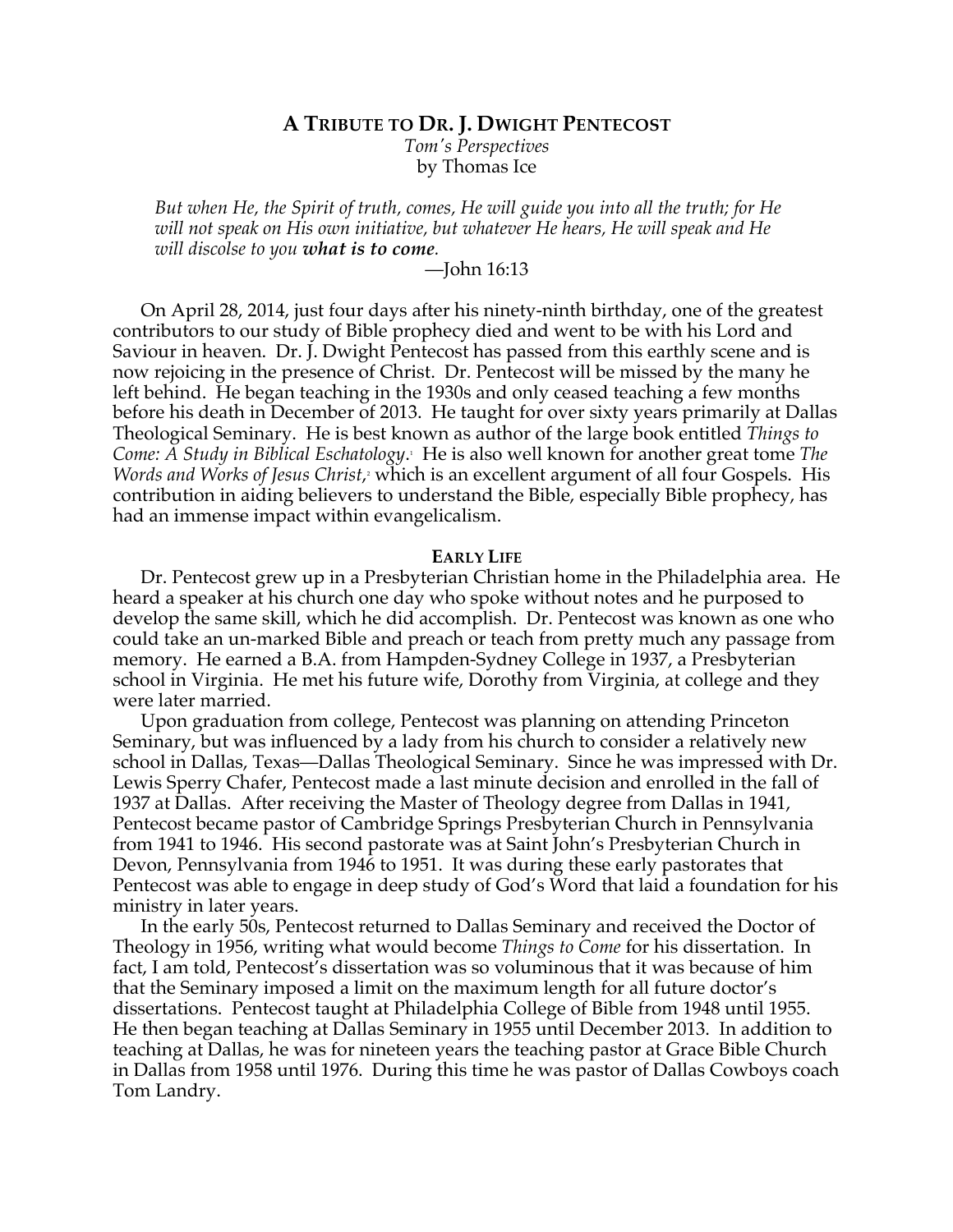# A Tribute to Dr. J. Dwight Pentecost

*Tom's Perspectives*
by Thomas Ice

> *But when He, the Spirit of truth, comes, He will guide you into all the truth; for He will not speak on His own initiative, but whatever He hears, He will speak and He will discolse to you* ***what is to come****.*
>
> —John 16:13

On April 28, 2014, just four days after his ninety-ninth birthday, one of the greatest contributors to our study of Bible prophecy died and went to be with his Lord and Saviour in heaven. Dr. J. Dwight Pentecost has passed from this earthly scene and is now rejoicing in the presence of Christ. Dr. Pentecost will be missed by the many he left behind. He began teaching in the 1930s and only ceased teaching a few months before his death in December of 2013. He taught for over sixty years primarily at Dallas Theological Seminary. He is best known as author of the large book entitled *Things to Come: A Study in Biblical Eschatology*.[1] He is also well known for another great tome *The Words and Works of Jesus Christ*,[2] which is an excellent argument of all four Gospels. His contribution in aiding believers to understand the Bible, especially Bible prophecy, has had an immense impact within evangelicalism.

## Early Life

Dr. Pentecost grew up in a Presbyterian Christian home in the Philadelphia area. He heard a speaker at his church one day who spoke without notes and he purposed to develop the same skill, which he did accomplish. Dr. Pentecost was known as one who could take an un-marked Bible and preach or teach from pretty much any passage from memory. He earned a B.A. from Hampden-Sydney College in 1937, a Presbyterian school in Virginia. He met his future wife, Dorothy from Virginia, at college and they were later married.

Upon graduation from college, Pentecost was planning on attending Princeton Seminary, but was influenced by a lady from his church to consider a relatively new school in Dallas, Texas—Dallas Theological Seminary. Since he was impressed with Dr. Lewis Sperry Chafer, Pentecost made a last minute decision and enrolled in the fall of 1937 at Dallas. After receiving the Master of Theology degree from Dallas in 1941, Pentecost became pastor of Cambridge Springs Presbyterian Church in Pennsylvania from 1941 to 1946. His second pastorate was at Saint John's Presbyterian Church in Devon, Pennsylvania from 1946 to 1951. It was during these early pastorates that Pentecost was able to engage in deep study of God's Word that laid a foundation for his ministry in later years.

In the early 50s, Pentecost returned to Dallas Seminary and received the Doctor of Theology in 1956, writing what would become *Things to Come* for his dissertation. In fact, I am told, Pentecost's dissertation was so voluminous that it was because of him that the Seminary imposed a limit on the maximum length for all future doctor's dissertations. Pentecost taught at Philadelphia College of Bible from 1948 until 1955. He then began teaching at Dallas Seminary in 1955 until December 2013. In addition to teaching at Dallas, he was for nineteen years the teaching pastor at Grace Bible Church in Dallas from 1958 until 1976. During this time he was pastor of Dallas Cowboys coach Tom Landry.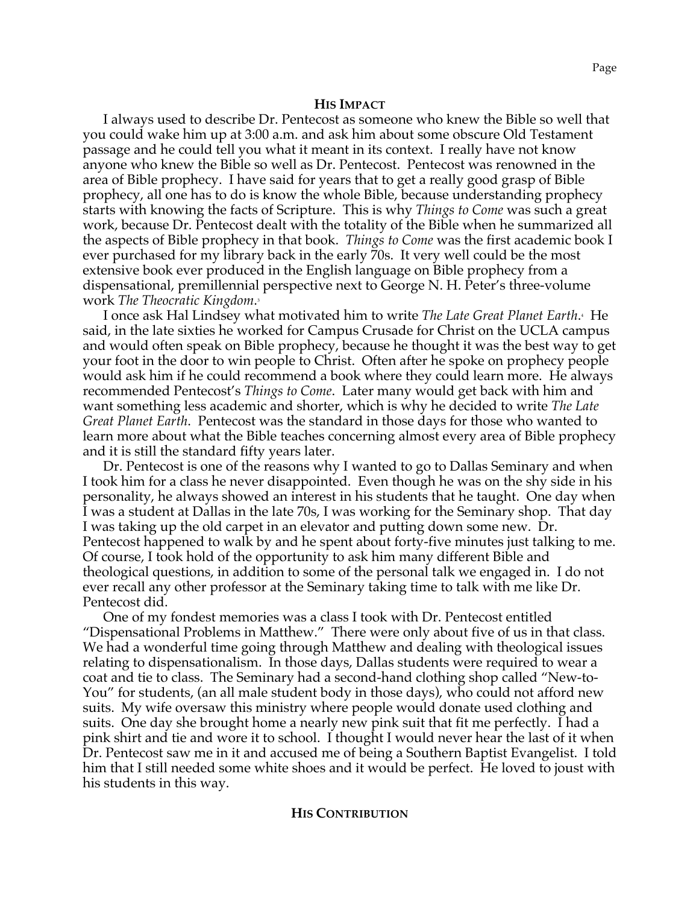### HIS IMPACT

I always used to describe Dr. Pentecost as someone who knew the Bible so well that you could wake him up at 3:00 a.m. and ask him about some obscure Old Testament passage and he could tell you what it meant in its context. I really have not know anyone who knew the Bible so well as Dr. Pentecost. Pentecost was renowned in the area of Bible prophecy. I have said for years that to get a really good grasp of Bible prophecy, all one has to do is know the whole Bible, because understanding prophecy starts with knowing the facts of Scripture. This is why *Things to Come* was such a great work, because Dr. Pentecost dealt with the totality of the Bible when he summarized all the aspects of Bible prophecy in that book. *Things to Come* was the first academic book I ever purchased for my library back in the early 70s. It very well could be the most extensive book ever produced in the English language on Bible prophecy from a dispensational, premillennial perspective next to George N. H. Peter's three-volume work *The Theocratic Kingdom*.[3]

I once ask Hal Lindsey what motivated him to write *The Late Great Planet Earth*.[4] He said, in the late sixties he worked for Campus Crusade for Christ on the UCLA campus and would often speak on Bible prophecy, because he thought it was the best way to get your foot in the door to win people to Christ. Often after he spoke on prophecy people would ask him if he could recommend a book where they could learn more. He always recommended Pentecost's *Things to Come*. Later many would get back with him and want something less academic and shorter, which is why he decided to write *The Late Great Planet Earth*. Pentecost was the standard in those days for those who wanted to learn more about what the Bible teaches concerning almost every area of Bible prophecy and it is still the standard fifty years later.

Dr. Pentecost is one of the reasons why I wanted to go to Dallas Seminary and when I took him for a class he never disappointed. Even though he was on the shy side in his personality, he always showed an interest in his students that he taught. One day when I was a student at Dallas in the late 70s, I was working for the Seminary shop. That day I was taking up the old carpet in an elevator and putting down some new. Dr. Pentecost happened to walk by and he spent about forty-five minutes just talking to me. Of course, I took hold of the opportunity to ask him many different Bible and theological questions, in addition to some of the personal talk we engaged in. I do not ever recall any other professor at the Seminary taking time to talk with me like Dr. Pentecost did.

One of my fondest memories was a class I took with Dr. Pentecost entitled "Dispensational Problems in Matthew." There were only about five of us in that class. We had a wonderful time going through Matthew and dealing with theological issues relating to dispensationalism. In those days, Dallas students were required to wear a coat and tie to class. The Seminary had a second-hand clothing shop called "New-to-You" for students, (an all male student body in those days), who could not afford new suits. My wife oversaw this ministry where people would donate used clothing and suits. One day she brought home a nearly new pink suit that fit me perfectly. I had a pink shirt and tie and wore it to school. I thought I would never hear the last of it when Dr. Pentecost saw me in it and accused me of being a Southern Baptist Evangelist. I told him that I still needed some white shoes and it would be perfect. He loved to joust with his students in this way.

### HIS CONTRIBUTION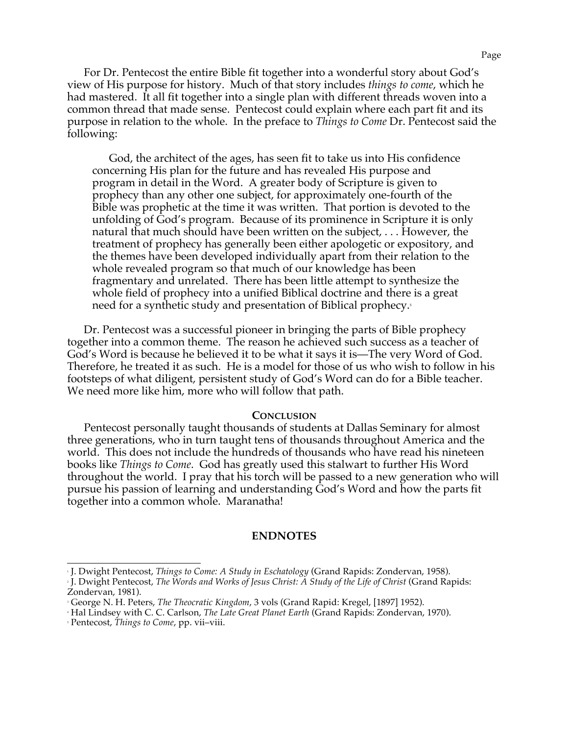For Dr. Pentecost the entire Bible fit together into a wonderful story about God's view of His purpose for history. Much of that story includes *things to come*, which he had mastered. It all fit together into a single plan with different threads woven into a common thread that made sense. Pentecost could explain where each part fit and its purpose in relation to the whole. In the preface to *Things to Come* Dr. Pentecost said the following:

> God, the architect of the ages, has seen fit to take us into His confidence concerning His plan for the future and has revealed His purpose and program in detail in the Word. A greater body of Scripture is given to prophecy than any other one subject, for approximately one-fourth of the Bible was prophetic at the time it was written. That portion is devoted to the unfolding of God's program. Because of its prominence in Scripture it is only natural that much should have been written on the subject, . . . However, the treatment of prophecy has generally been either apologetic or expository, and the themes have been developed individually apart from their relation to the whole revealed program so that much of our knowledge has been fragmentary and unrelated. There has been little attempt to synthesize the whole field of prophecy into a unified Biblical doctrine and there is a great need for a synthetic study and presentation of Biblical prophecy.[5]

Dr. Pentecost was a successful pioneer in bringing the parts of Bible prophecy together into a common theme. The reason he achieved such success as a teacher of God's Word is because he believed it to be what it says it is—The very Word of God. Therefore, he treated it as such. He is a model for those of us who wish to follow in his footsteps of what diligent, persistent study of God's Word can do for a Bible teacher. We need more like him, more who will follow that path.

## Conclusion

Pentecost personally taught thousands of students at Dallas Seminary for almost three generations, who in turn taught tens of thousands throughout America and the world. This does not include the hundreds of thousands who have read his nineteen books like *Things to Come*. God has greatly used this stalwart to further His Word throughout the world. I pray that his torch will be passed to a new generation who will pursue his passion of learning and understanding God's Word and how the parts fit together into a common whole. Maranatha!

## ENDNOTES

[1] J. Dwight Pentecost, *Things to Come: A Study in Eschatology* (Grand Rapids: Zondervan, 1958).

[2] J. Dwight Pentecost, *The Words and Works of Jesus Christ: A Study of the Life of Christ* (Grand Rapids: Zondervan, 1981).

[3] George N. H. Peters, *The Theocratic Kingdom*, 3 vols (Grand Rapid: Kregel, [1897] 1952).

[4] Hal Lindsey with C. C. Carlson, *The Late Great Planet Earth* (Grand Rapids: Zondervan, 1970).

[5] Pentecost, *Things to Come*, pp. vii–viii.